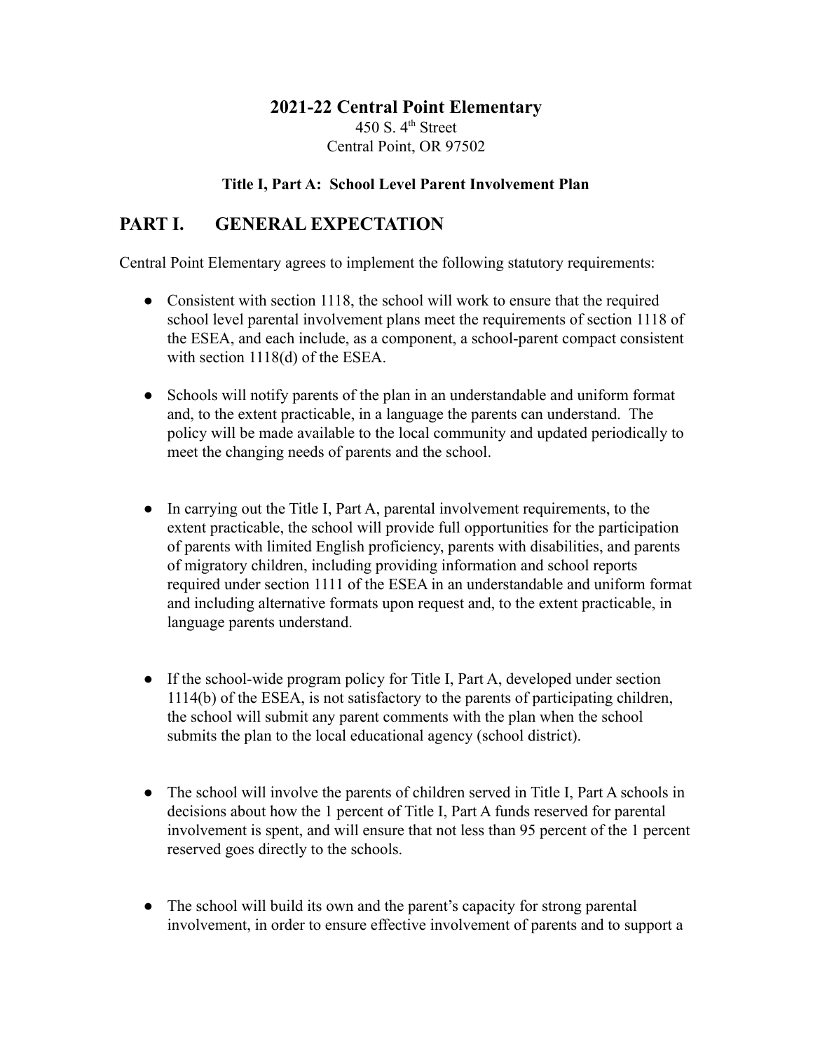# 2021-22 Central Point Elementary

450 S. 4th Street
Central Point, OR 97502

**Title I, Part A: School Level Parent Involvement Plan**

## PART I. GENERAL EXPECTATION

Central Point Elementary agrees to implement the following statutory requirements:

- Consistent with section 1118, the school will work to ensure that the required school level parental involvement plans meet the requirements of section 1118 of the ESEA, and each include, as a component, a school-parent compact consistent with section 1118(d) of the ESEA.

- Schools will notify parents of the plan in an understandable and uniform format and, to the extent practicable, in a language the parents can understand. The policy will be made available to the local community and updated periodically to meet the changing needs of parents and the school.

- In carrying out the Title I, Part A, parental involvement requirements, to the extent practicable, the school will provide full opportunities for the participation of parents with limited English proficiency, parents with disabilities, and parents of migratory children, including providing information and school reports required under section 1111 of the ESEA in an understandable and uniform format and including alternative formats upon request and, to the extent practicable, in language parents understand.

- If the school-wide program policy for Title I, Part A, developed under section 1114(b) of the ESEA, is not satisfactory to the parents of participating children, the school will submit any parent comments with the plan when the school submits the plan to the local educational agency (school district).

- The school will involve the parents of children served in Title I, Part A schools in decisions about how the 1 percent of Title I, Part A funds reserved for parental involvement is spent, and will ensure that not less than 95 percent of the 1 percent reserved goes directly to the schools.

- The school will build its own and the parent's capacity for strong parental involvement, in order to ensure effective involvement of parents and to support a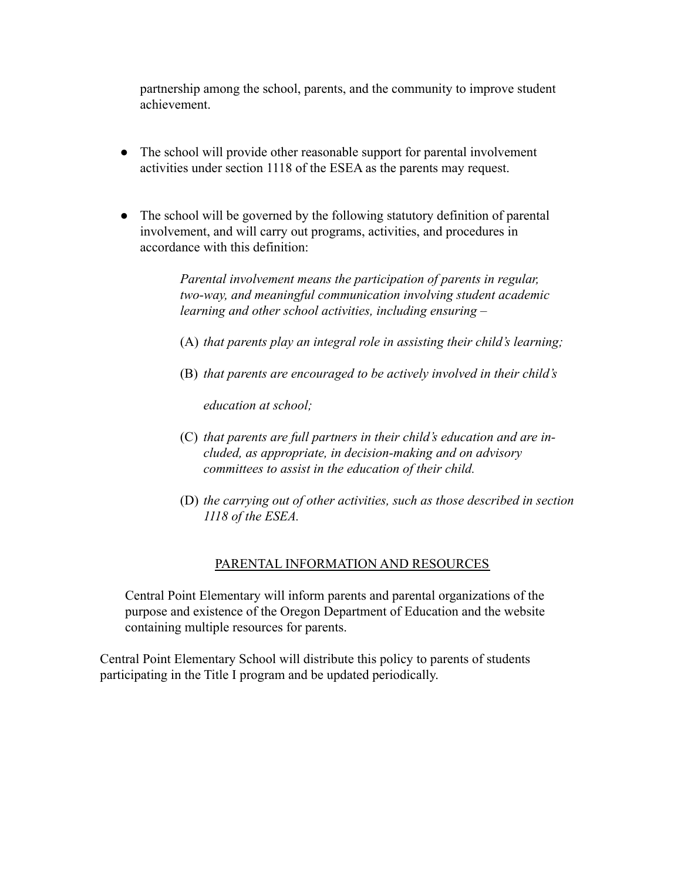partnership among the school, parents, and the community to improve student achievement.

- The school will provide other reasonable support for parental involvement activities under section 1118 of the ESEA as the parents may request.

- The school will be governed by the following statutory definition of parental involvement, and will carry out programs, activities, and procedures in accordance with this definition:

> *Parental involvement means the participation of parents in regular, two-way, and meaningful communication involving student academic learning and other school activities, including ensuring –*
>
> (A) *that parents play an integral role in assisting their child's learning;*
>
> (B) *that parents are encouraged to be actively involved in their child's education at school;*
>
> (C) *that parents are full partners in their child's education and are included, as appropriate, in decision-making and on advisory committees to assist in the education of their child.*
>
> (D) *the carrying out of other activities, such as those described in section 1118 of the ESEA.*

## PARENTAL INFORMATION AND RESOURCES

Central Point Elementary will inform parents and parental organizations of the purpose and existence of the Oregon Department of Education and the website containing multiple resources for parents.

Central Point Elementary School will distribute this policy to parents of students participating in the Title I program and be updated periodically.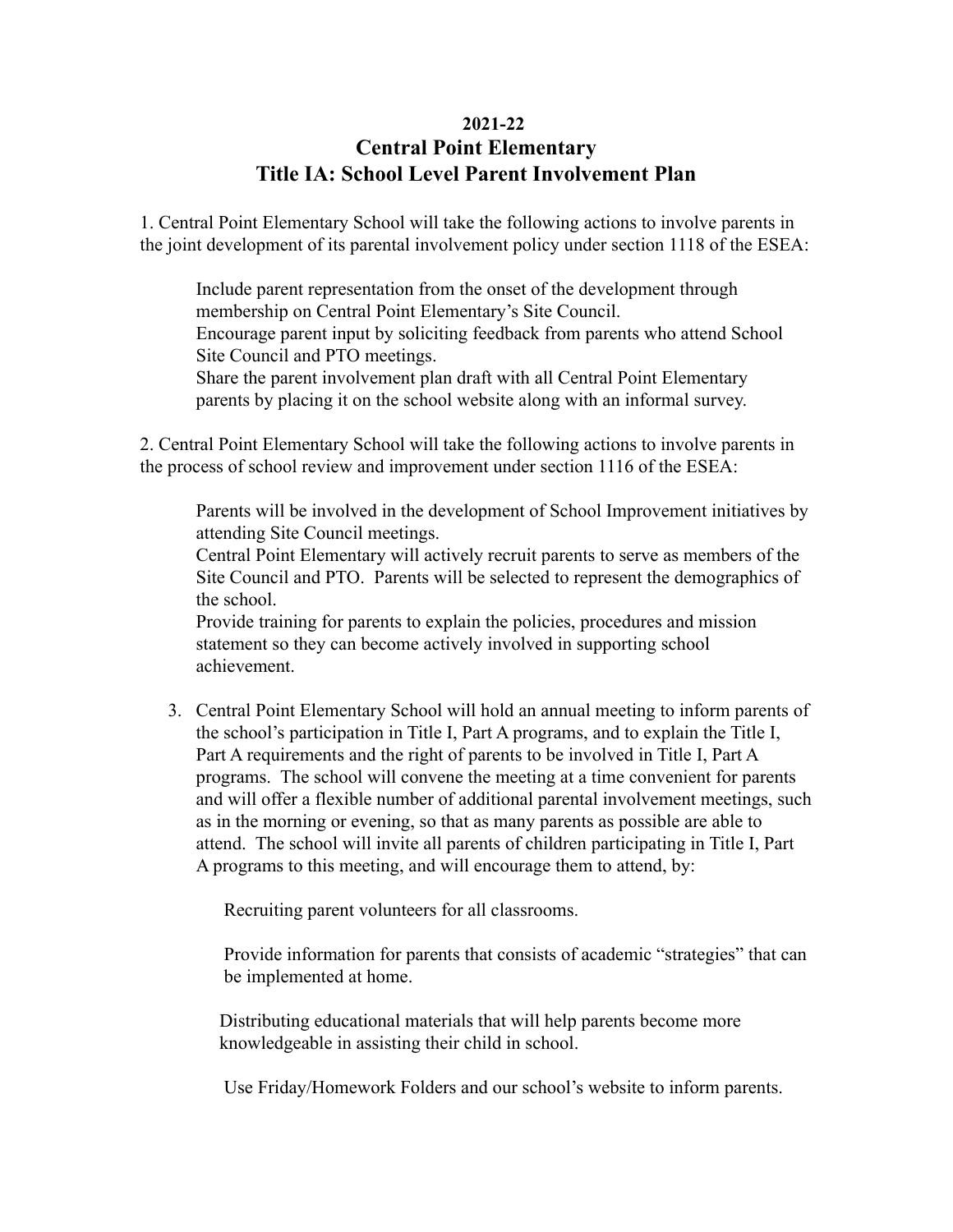# 2021-22
# Central Point Elementary
# Title IA: School Level Parent Involvement Plan

1. Central Point Elementary School will take the following actions to involve parents in the joint development of its parental involvement policy under section 1118 of the ESEA:

    Include parent representation from the onset of the development through membership on Central Point Elementary's Site Council.
    Encourage parent input by soliciting feedback from parents who attend School Site Council and PTO meetings.
    Share the parent involvement plan draft with all Central Point Elementary parents by placing it on the school website along with an informal survey.

2. Central Point Elementary School will take the following actions to involve parents in the process of school review and improvement under section 1116 of the ESEA:

    Parents will be involved in the development of School Improvement initiatives by attending Site Council meetings.
    Central Point Elementary will actively recruit parents to serve as members of the Site Council and PTO. Parents will be selected to represent the demographics of the school.
    Provide training for parents to explain the policies, procedures and mission statement so they can become actively involved in supporting school achievement.

3. Central Point Elementary School will hold an annual meeting to inform parents of the school's participation in Title I, Part A programs, and to explain the Title I, Part A requirements and the right of parents to be involved in Title I, Part A programs. The school will convene the meeting at a time convenient for parents and will offer a flexible number of additional parental involvement meetings, such as in the morning or evening, so that as many parents as possible are able to attend. The school will invite all parents of children participating in Title I, Part A programs to this meeting, and will encourage them to attend, by:

    Recruiting parent volunteers for all classrooms.

    Provide information for parents that consists of academic "strategies" that can be implemented at home.

    Distributing educational materials that will help parents become more knowledgeable in assisting their child in school.

    Use Friday/Homework Folders and our school's website to inform parents.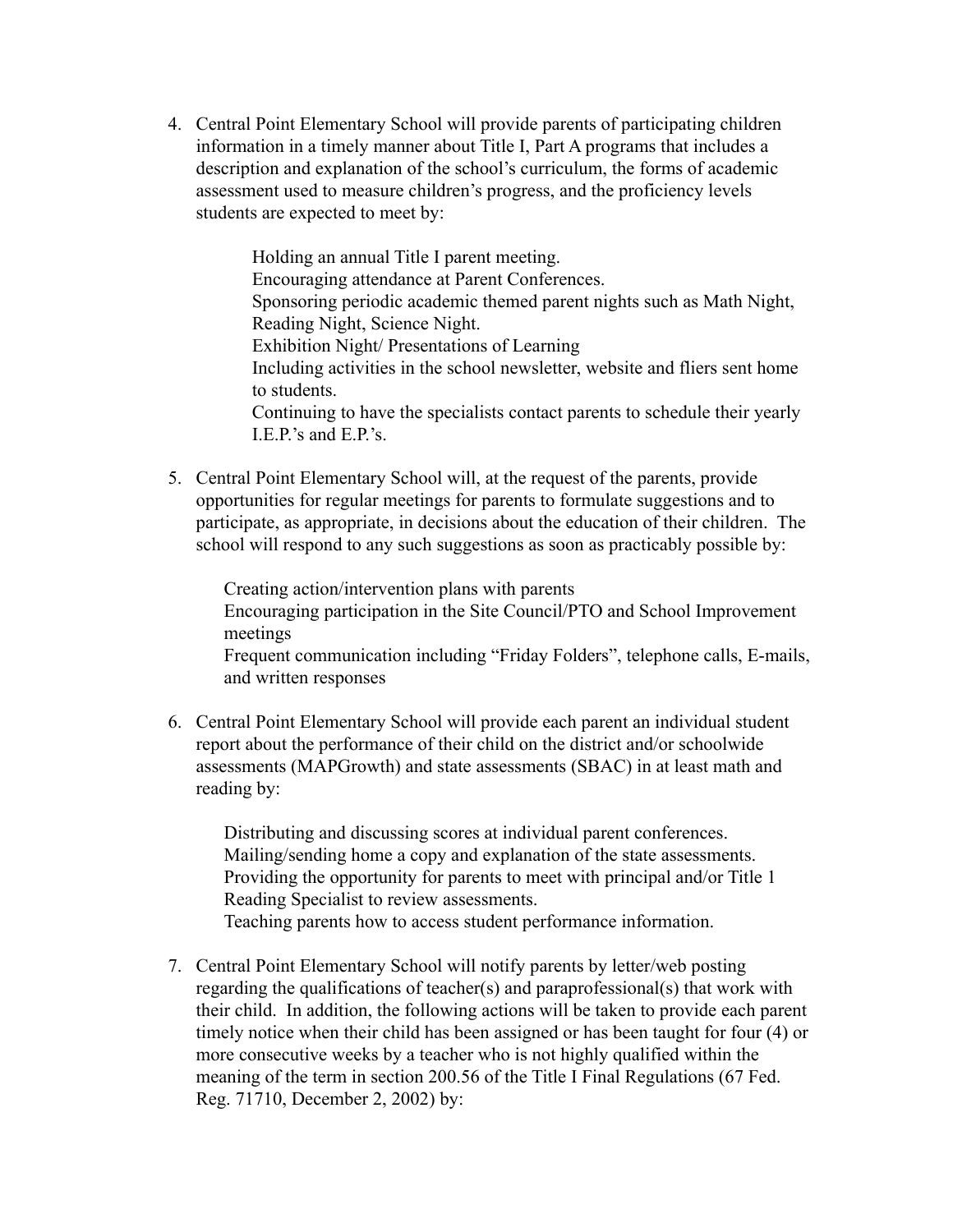4. Central Point Elementary School will provide parents of participating children information in a timely manner about Title I, Part A programs that includes a description and explanation of the school's curriculum, the forms of academic assessment used to measure children's progress, and the proficiency levels students are expected to meet by:

    Holding an annual Title I parent meeting.
    Encouraging attendance at Parent Conferences.
    Sponsoring periodic academic themed parent nights such as Math Night, Reading Night, Science Night.
    Exhibition Night/ Presentations of Learning
    Including activities in the school newsletter, website and fliers sent home to students.
    Continuing to have the specialists contact parents to schedule their yearly I.E.P.'s and E.P.'s.

5. Central Point Elementary School will, at the request of the parents, provide opportunities for regular meetings for parents to formulate suggestions and to participate, as appropriate, in decisions about the education of their children. The school will respond to any such suggestions as soon as practicably possible by:

    Creating action/intervention plans with parents
    Encouraging participation in the Site Council/PTO and School Improvement meetings
    Frequent communication including "Friday Folders", telephone calls, E-mails, and written responses

6. Central Point Elementary School will provide each parent an individual student report about the performance of their child on the district and/or schoolwide assessments (MAPGrowth) and state assessments (SBAC) in at least math and reading by:

    Distributing and discussing scores at individual parent conferences.
    Mailing/sending home a copy and explanation of the state assessments.
    Providing the opportunity for parents to meet with principal and/or Title 1 Reading Specialist to review assessments.
    Teaching parents how to access student performance information.

7. Central Point Elementary School will notify parents by letter/web posting regarding the qualifications of teacher(s) and paraprofessional(s) that work with their child. In addition, the following actions will be taken to provide each parent timely notice when their child has been assigned or has been taught for four (4) or more consecutive weeks by a teacher who is not highly qualified within the meaning of the term in section 200.56 of the Title I Final Regulations (67 Fed. Reg. 71710, December 2, 2002) by: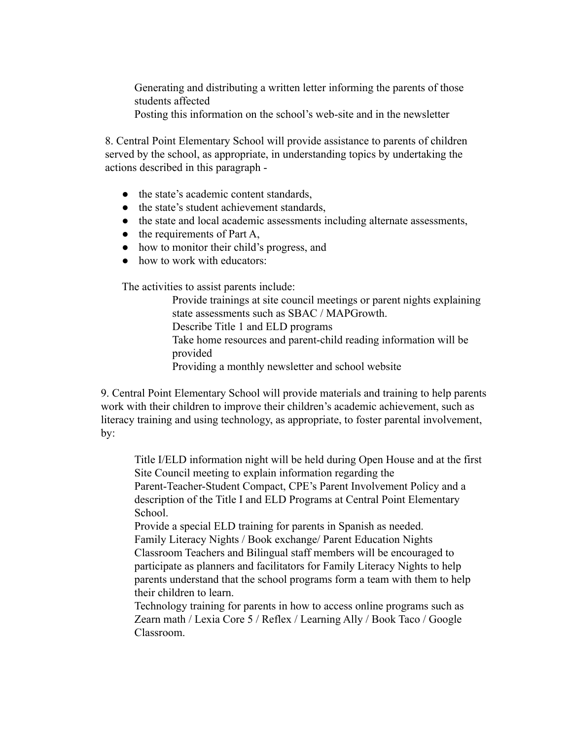Generating and distributing a written letter informing the parents of those students affected

Posting this information on the school's web-site and in the newsletter

8. Central Point Elementary School will provide assistance to parents of children served by the school, as appropriate, in understanding topics by undertaking the actions described in this paragraph -

- the state's academic content standards,
- the state's student achievement standards,
- the state and local academic assessments including alternate assessments,
- the requirements of Part A,
- how to monitor their child's progress, and
- how to work with educators:

The activities to assist parents include:

Provide trainings at site council meetings or parent nights explaining state assessments such as SBAC / MAPGrowth.

Describe Title 1 and ELD programs

Take home resources and parent-child reading information will be provided

Providing a monthly newsletter and school website

9. Central Point Elementary School will provide materials and training to help parents work with their children to improve their children's academic achievement, such as literacy training and using technology, as appropriate, to foster parental involvement, by:

Title I/ELD information night will be held during Open House and at the first Site Council meeting to explain information regarding the Parent-Teacher-Student Compact, CPE's Parent Involvement Policy and a description of the Title I and ELD Programs at Central Point Elementary School.

Provide a special ELD training for parents in Spanish as needed.

Family Literacy Nights / Book exchange/ Parent Education Nights

Classroom Teachers and Bilingual staff members will be encouraged to participate as planners and facilitators for Family Literacy Nights to help parents understand that the school programs form a team with them to help their children to learn.

Technology training for parents in how to access online programs such as Zearn math / Lexia Core 5 / Reflex / Learning Ally / Book Taco / Google Classroom.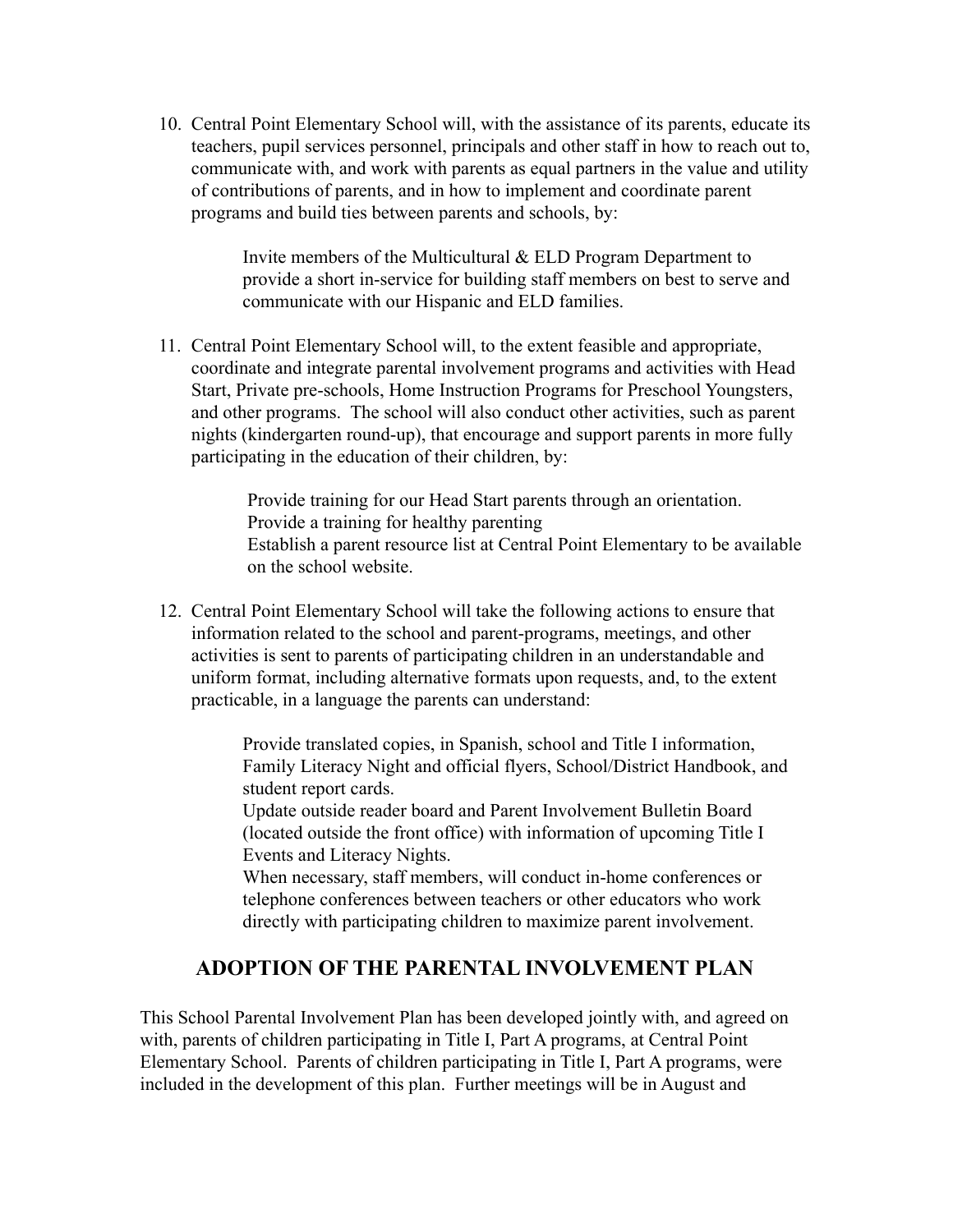10. Central Point Elementary School will, with the assistance of its parents, educate its teachers, pupil services personnel, principals and other staff in how to reach out to, communicate with, and work with parents as equal partners in the value and utility of contributions of parents, and in how to implement and coordinate parent programs and build ties between parents and schools, by:

    Invite members of the Multicultural & ELD Program Department to provide a short in-service for building staff members on best to serve and communicate with our Hispanic and ELD families.

11. Central Point Elementary School will, to the extent feasible and appropriate, coordinate and integrate parental involvement programs and activities with Head Start, Private pre-schools, Home Instruction Programs for Preschool Youngsters, and other programs. The school will also conduct other activities, such as parent nights (kindergarten round-up), that encourage and support parents in more fully participating in the education of their children, by:

    Provide training for our Head Start parents through an orientation.
    Provide a training for healthy parenting
    Establish a parent resource list at Central Point Elementary to be available on the school website.

12. Central Point Elementary School will take the following actions to ensure that information related to the school and parent-programs, meetings, and other activities is sent to parents of participating children in an understandable and uniform format, including alternative formats upon requests, and, to the extent practicable, in a language the parents can understand:

    Provide translated copies, in Spanish, school and Title I information, Family Literacy Night and official flyers, School/District Handbook, and student report cards.
    Update outside reader board and Parent Involvement Bulletin Board (located outside the front office) with information of upcoming Title I Events and Literacy Nights.
    When necessary, staff members, will conduct in-home conferences or telephone conferences between teachers or other educators who work directly with participating children to maximize parent involvement.

## ADOPTION OF THE PARENTAL INVOLVEMENT PLAN

This School Parental Involvement Plan has been developed jointly with, and agreed on with, parents of children participating in Title I, Part A programs, at Central Point Elementary School. Parents of children participating in Title I, Part A programs, were included in the development of this plan. Further meetings will be in August and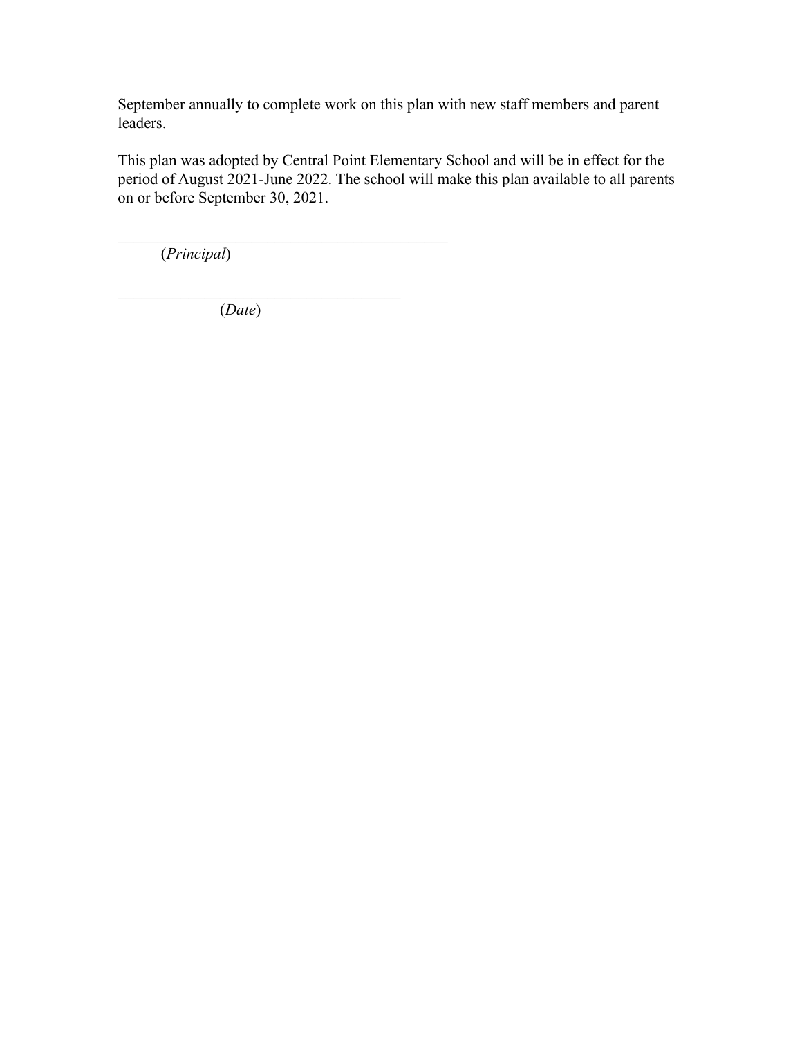September annually to complete work on this plan with new staff members and parent leaders.

This plan was adopted by Central Point Elementary School and will be in effect for the period of August 2021-June 2022. The school will make this plan available to all parents on or before September 30, 2021.

_____________________________________________

(*Principal*)

______________________________________

(*Date*)